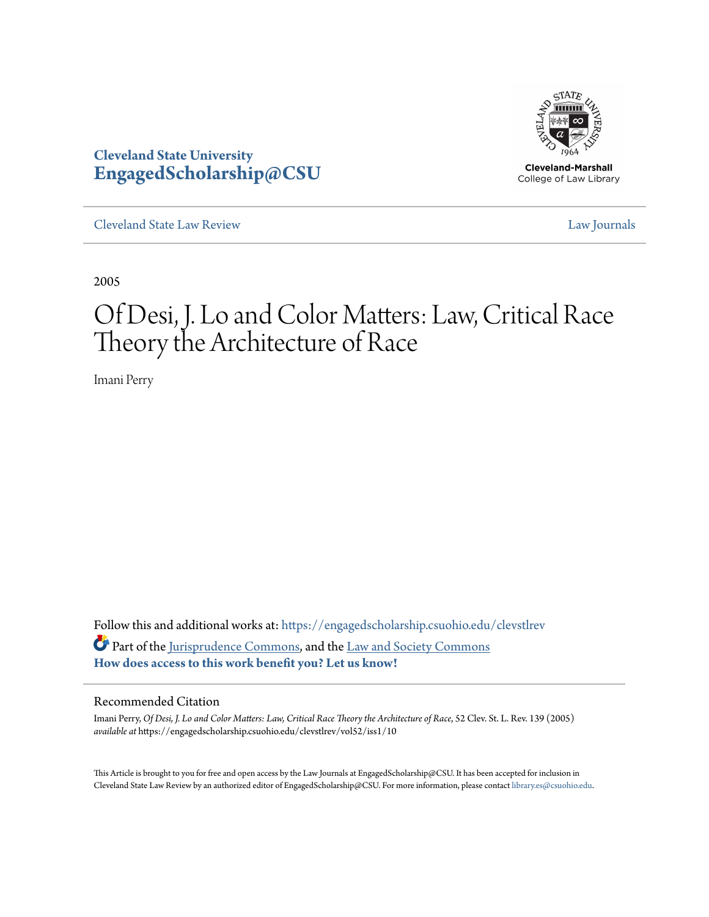Cleveland State University
**EngagedScholarship@CSU**

Cleveland-Marshall
College of Law Library

Cleveland State Law Review | Law Journals

2005

# Of Desi, J. Lo and Color Matters: Law, Critical Race Theory the Architecture of Race

Imani Perry

Follow this and additional works at: https://engagedscholarship.csuohio.edu/clevstlrev

Part of the Jurisprudence Commons, and the Law and Society Commons

**How does access to this work benefit you? Let us know!**

## Recommended Citation

Imani Perry, *Of Desi, J. Lo and Color Matters: Law, Critical Race Theory the Architecture of Race*, 52 Clev. St. L. Rev. 139 (2005) *available at* https://engagedscholarship.csuohio.edu/clevstlrev/vol52/iss1/10

This Article is brought to you for free and open access by the Law Journals at EngagedScholarship@CSU. It has been accepted for inclusion in Cleveland State Law Review by an authorized editor of EngagedScholarship@CSU. For more information, please contact library.es@csuohio.edu.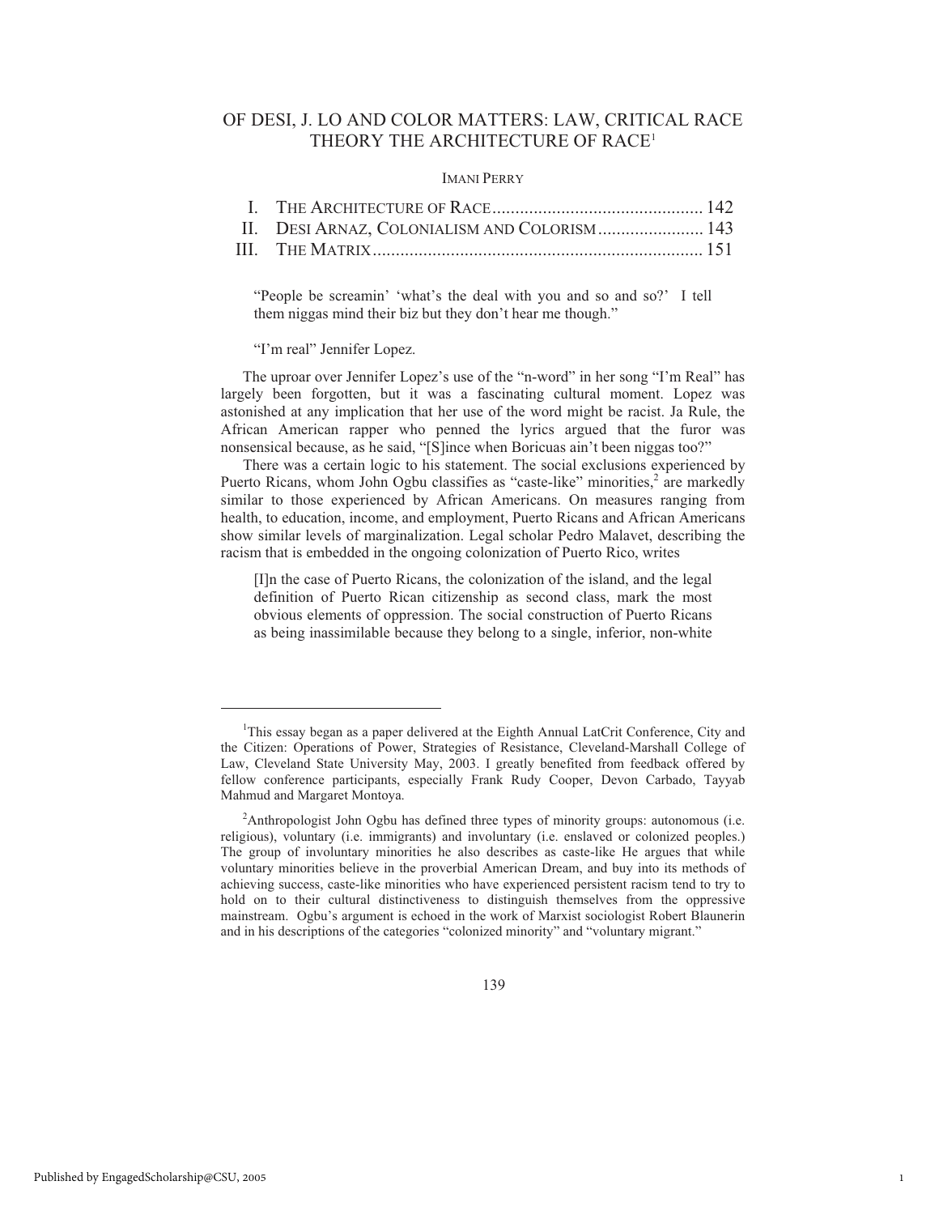# OF DESI, J. LO AND COLOR MATTERS: LAW, CRITICAL RACE THEORY THE ARCHITECTURE OF RACE[1]

IMANI PERRY

| | | |
|---|---|---|
| I. | THE ARCHITECTURE OF RACE | 142 |
| II. | DESI ARNAZ, COLONIALISM AND COLORISM | 143 |
| III. | THE MATRIX | 151 |

> "People be screamin' 'what's the deal with you and so and so?' I tell them niggas mind their biz but they don't hear me though."
>
> "I'm real" Jennifer Lopez.

The uproar over Jennifer Lopez's use of the "n-word" in her song "I'm Real" has largely been forgotten, but it was a fascinating cultural moment. Lopez was astonished at any implication that her use of the word might be racist. Ja Rule, the African American rapper who penned the lyrics argued that the furor was nonsensical because, as he said, "[S]ince when Boricuas ain't been niggas too?"

There was a certain logic to his statement. The social exclusions experienced by Puerto Ricans, whom John Ogbu classifies as "caste-like" minorities,[2] are markedly similar to those experienced by African Americans. On measures ranging from health, to education, income, and employment, Puerto Ricans and African Americans show similar levels of marginalization. Legal scholar Pedro Malavet, describing the racism that is embedded in the ongoing colonization of Puerto Rico, writes

> [I]n the case of Puerto Ricans, the colonization of the island, and the legal definition of Puerto Rican citizenship as second class, mark the most obvious elements of oppression. The social construction of Puerto Ricans as being inassimilable because they belong to a single, inferior, non-white

---

[1] This essay began as a paper delivered at the Eighth Annual LatCrit Conference, City and the Citizen: Operations of Power, Strategies of Resistance, Cleveland-Marshall College of Law, Cleveland State University May, 2003. I greatly benefited from feedback offered by fellow conference participants, especially Frank Rudy Cooper, Devon Carbado, Tayyab Mahmud and Margaret Montoya.

[2] Anthropologist John Ogbu has defined three types of minority groups: autonomous (i.e. religious), voluntary (i.e. immigrants) and involuntary (i.e. enslaved or colonized peoples.) The group of involuntary minorities he also describes as caste-like He argues that while voluntary minorities believe in the proverbial American Dream, and buy into its methods of achieving success, caste-like minorities who have experienced persistent racism tend to try to hold on to their cultural distinctiveness to distinguish themselves from the oppressive mainstream. Ogbu's argument is echoed in the work of Marxist sociologist Robert Blaunerin and in his descriptions of the categories "colonized minority" and "voluntary migrant."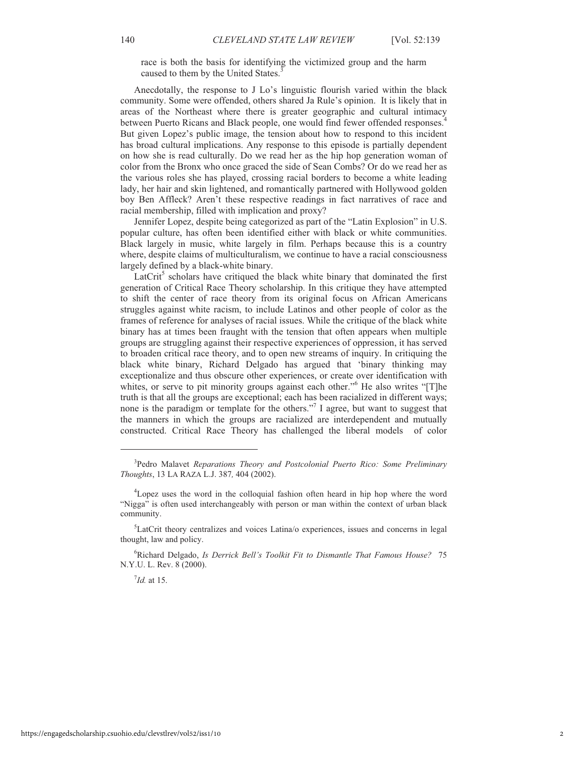race is both the basis for identifying the victimized group and the harm caused to them by the United States.[3]

Anecdotally, the response to J Lo's linguistic flourish varied within the black community. Some were offended, others shared Ja Rule's opinion. It is likely that in areas of the Northeast where there is greater geographic and cultural intimacy between Puerto Ricans and Black people, one would find fewer offended responses.[4] But given Lopez's public image, the tension about how to respond to this incident has broad cultural implications. Any response to this episode is partially dependent on how she is read culturally. Do we read her as the hip hop generation woman of color from the Bronx who once graced the side of Sean Combs? Or do we read her as the various roles she has played, crossing racial borders to become a white leading lady, her hair and skin lightened, and romantically partnered with Hollywood golden boy Ben Affleck? Aren't these respective readings in fact narratives of race and racial membership, filled with implication and proxy?

Jennifer Lopez, despite being categorized as part of the "Latin Explosion" in U.S. popular culture, has often been identified either with black or white communities. Black largely in music, white largely in film. Perhaps because this is a country where, despite claims of multiculturalism, we continue to have a racial consciousness largely defined by a black-white binary.

LatCrit[5] scholars have critiqued the black white binary that dominated the first generation of Critical Race Theory scholarship. In this critique they have attempted to shift the center of race theory from its original focus on African Americans struggles against white racism, to include Latinos and other people of color as the frames of reference for analyses of racial issues. While the critique of the black white binary has at times been fraught with the tension that often appears when multiple groups are struggling against their respective experiences of oppression, it has served to broaden critical race theory, and to open new streams of inquiry. In critiquing the black white binary, Richard Delgado has argued that 'binary thinking may exceptionalize and thus obscure other experiences, or create over identification with whites, or serve to pit minority groups against each other."[6] He also writes "[T]he truth is that all the groups are exceptional; each has been racialized in different ways; none is the paradigm or template for the others."[7] I agree, but want to suggest that the manners in which the groups are racialized are interdependent and mutually constructed. Critical Race Theory has challenged the liberal models of color

---

[3] Pedro Malavet *Reparations Theory and Postcolonial Puerto Rico: Some Preliminary Thoughts*, 13 LA RAZA L.J. 387, 404 (2002).

[4] Lopez uses the word in the colloquial fashion often heard in hip hop where the word "Nigga" is often used interchangeably with person or man within the context of urban black community.

[5] LatCrit theory centralizes and voices Latina/o experiences, issues and concerns in legal thought, law and policy.

[6] Richard Delgado, *Is Derrick Bell's Toolkit Fit to Dismantle That Famous House?* 75 N.Y.U. L. Rev. 8 (2000).

[7] *Id.* at 15.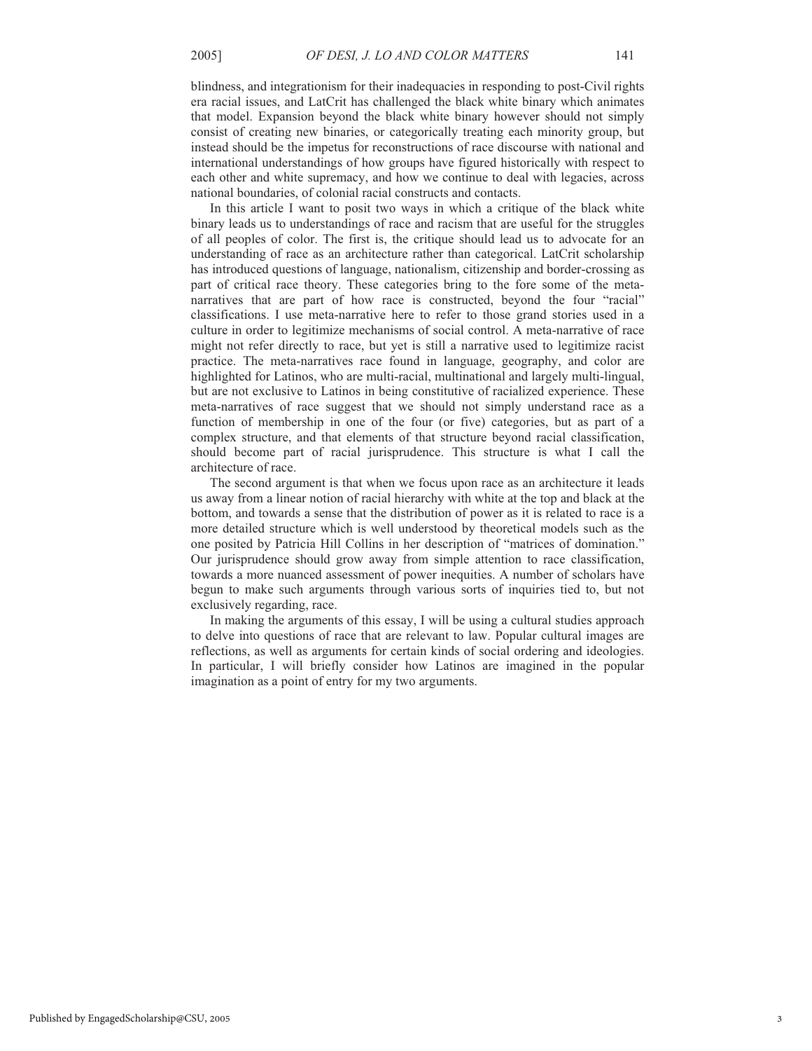blindness, and integrationism for their inadequacies in responding to post-Civil rights era racial issues, and LatCrit has challenged the black white binary which animates that model. Expansion beyond the black white binary however should not simply consist of creating new binaries, or categorically treating each minority group, but instead should be the impetus for reconstructions of race discourse with national and international understandings of how groups have figured historically with respect to each other and white supremacy, and how we continue to deal with legacies, across national boundaries, of colonial racial constructs and contacts.

In this article I want to posit two ways in which a critique of the black white binary leads us to understandings of race and racism that are useful for the struggles of all peoples of color. The first is, the critique should lead us to advocate for an understanding of race as an architecture rather than categorical. LatCrit scholarship has introduced questions of language, nationalism, citizenship and border-crossing as part of critical race theory. These categories bring to the fore some of the meta-narratives that are part of how race is constructed, beyond the four "racial" classifications. I use meta-narrative here to refer to those grand stories used in a culture in order to legitimize mechanisms of social control. A meta-narrative of race might not refer directly to race, but yet is still a narrative used to legitimize racist practice. The meta-narratives race found in language, geography, and color are highlighted for Latinos, who are multi-racial, multinational and largely multi-lingual, but are not exclusive to Latinos in being constitutive of racialized experience. These meta-narratives of race suggest that we should not simply understand race as a function of membership in one of the four (or five) categories, but as part of a complex structure, and that elements of that structure beyond racial classification, should become part of racial jurisprudence. This structure is what I call the architecture of race.

The second argument is that when we focus upon race as an architecture it leads us away from a linear notion of racial hierarchy with white at the top and black at the bottom, and towards a sense that the distribution of power as it is related to race is a more detailed structure which is well understood by theoretical models such as the one posited by Patricia Hill Collins in her description of "matrices of domination." Our jurisprudence should grow away from simple attention to race classification, towards a more nuanced assessment of power inequities. A number of scholars have begun to make such arguments through various sorts of inquiries tied to, but not exclusively regarding, race.

In making the arguments of this essay, I will be using a cultural studies approach to delve into questions of race that are relevant to law. Popular cultural images are reflections, as well as arguments for certain kinds of social ordering and ideologies. In particular, I will briefly consider how Latinos are imagined in the popular imagination as a point of entry for my two arguments.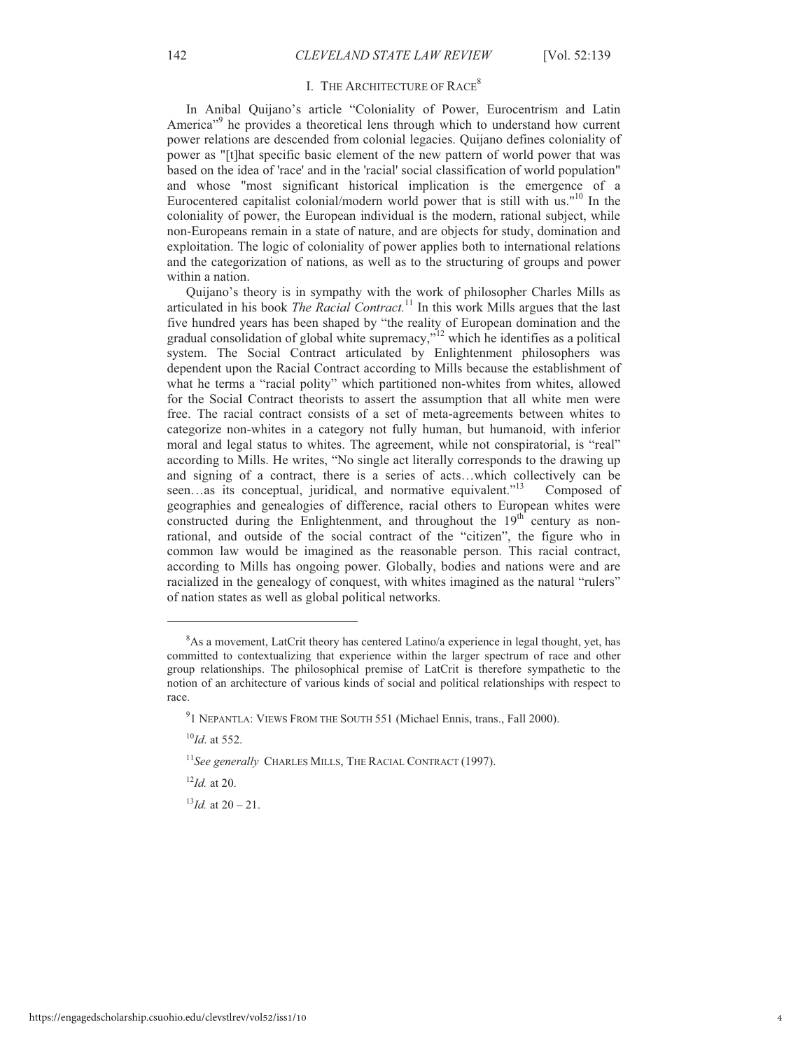## I. THE ARCHITECTURE OF RACE[8]

In Anibal Quijano's article "Coloniality of Power, Eurocentrism and Latin America"[9] he provides a theoretical lens through which to understand how current power relations are descended from colonial legacies. Quijano defines coloniality of power as "[t]hat specific basic element of the new pattern of world power that was based on the idea of 'race' and in the 'racial' social classification of world population" and whose "most significant historical implication is the emergence of a Eurocentered capitalist colonial/modern world power that is still with us."[10] In the coloniality of power, the European individual is the modern, rational subject, while non-Europeans remain in a state of nature, and are objects for study, domination and exploitation. The logic of coloniality of power applies both to international relations and the categorization of nations, as well as to the structuring of groups and power within a nation.

Quijano's theory is in sympathy with the work of philosopher Charles Mills as articulated in his book *The Racial Contract.*[11] In this work Mills argues that the last five hundred years has been shaped by "the reality of European domination and the gradual consolidation of global white supremacy,"[12] which he identifies as a political system. The Social Contract articulated by Enlightenment philosophers was dependent upon the Racial Contract according to Mills because the establishment of what he terms a "racial polity" which partitioned non-whites from whites, allowed for the Social Contract theorists to assert the assumption that all white men were free. The racial contract consists of a set of meta-agreements between whites to categorize non-whites in a category not fully human, but humanoid, with inferior moral and legal status to whites. The agreement, while not conspiratorial, is "real" according to Mills. He writes, "No single act literally corresponds to the drawing up and signing of a contract, there is a series of acts…which collectively can be seen…as its conceptual, juridical, and normative equivalent."[13] Composed of geographies and genealogies of difference, racial others to European whites were constructed during the Enlightenment, and throughout the 19th century as non-rational, and outside of the social contract of the "citizen", the figure who in common law would be imagined as the reasonable person. This racial contract, according to Mills has ongoing power. Globally, bodies and nations were and are racialized in the genealogy of conquest, with whites imagined as the natural "rulers" of nation states as well as global political networks.

---

[8]As a movement, LatCrit theory has centered Latino/a experience in legal thought, yet, has committed to contextualizing that experience within the larger spectrum of race and other group relationships. The philosophical premise of LatCrit is therefore sympathetic to the notion of an architecture of various kinds of social and political relationships with respect to race.

[9]1 NEPANTLA: VIEWS FROM THE SOUTH 551 (Michael Ennis, trans., Fall 2000).

[10]*Id*. at 552.

[11]*See generally* CHARLES MILLS, THE RACIAL CONTRACT (1997).

[12]*Id.* at 20.

[13]*Id.* at 20 – 21.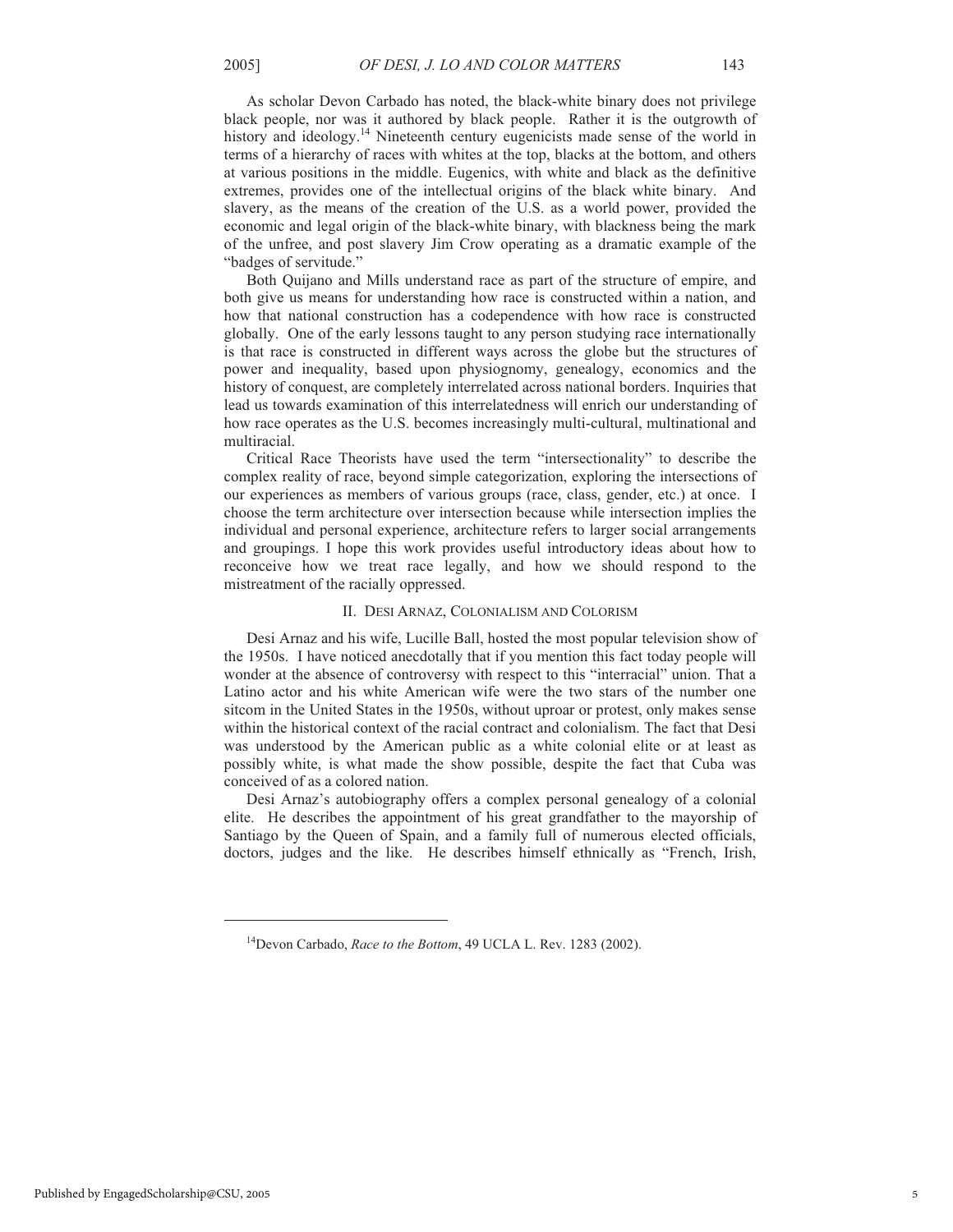As scholar Devon Carbado has noted, the black-white binary does not privilege black people, nor was it authored by black people. Rather it is the outgrowth of history and ideology.[14] Nineteenth century eugenicists made sense of the world in terms of a hierarchy of races with whites at the top, blacks at the bottom, and others at various positions in the middle. Eugenics, with white and black as the definitive extremes, provides one of the intellectual origins of the black white binary. And slavery, as the means of the creation of the U.S. as a world power, provided the economic and legal origin of the black-white binary, with blackness being the mark of the unfree, and post slavery Jim Crow operating as a dramatic example of the "badges of servitude."

Both Quijano and Mills understand race as part of the structure of empire, and both give us means for understanding how race is constructed within a nation, and how that national construction has a codependence with how race is constructed globally. One of the early lessons taught to any person studying race internationally is that race is constructed in different ways across the globe but the structures of power and inequality, based upon physiognomy, genealogy, economics and the history of conquest, are completely interrelated across national borders. Inquiries that lead us towards examination of this interrelatedness will enrich our understanding of how race operates as the U.S. becomes increasingly multi-cultural, multinational and multiracial.

Critical Race Theorists have used the term "intersectionality" to describe the complex reality of race, beyond simple categorization, exploring the intersections of our experiences as members of various groups (race, class, gender, etc.) at once. I choose the term architecture over intersection because while intersection implies the individual and personal experience, architecture refers to larger social arrangements and groupings. I hope this work provides useful introductory ideas about how to reconceive how we treat race legally, and how we should respond to the mistreatment of the racially oppressed.

## II. Desi Arnaz, Colonialism and Colorism

Desi Arnaz and his wife, Lucille Ball, hosted the most popular television show of the 1950s. I have noticed anecdotally that if you mention this fact today people will wonder at the absence of controversy with respect to this "interracial" union. That a Latino actor and his white American wife were the two stars of the number one sitcom in the United States in the 1950s, without uproar or protest, only makes sense within the historical context of the racial contract and colonialism. The fact that Desi was understood by the American public as a white colonial elite or at least as possibly white, is what made the show possible, despite the fact that Cuba was conceived of as a colored nation.

Desi Arnaz's autobiography offers a complex personal genealogy of a colonial elite. He describes the appointment of his great grandfather to the mayorship of Santiago by the Queen of Spain, and a family full of numerous elected officials, doctors, judges and the like. He describes himself ethnically as "French, Irish,

---

[14] Devon Carbado, *Race to the Bottom*, 49 UCLA L. Rev. 1283 (2002).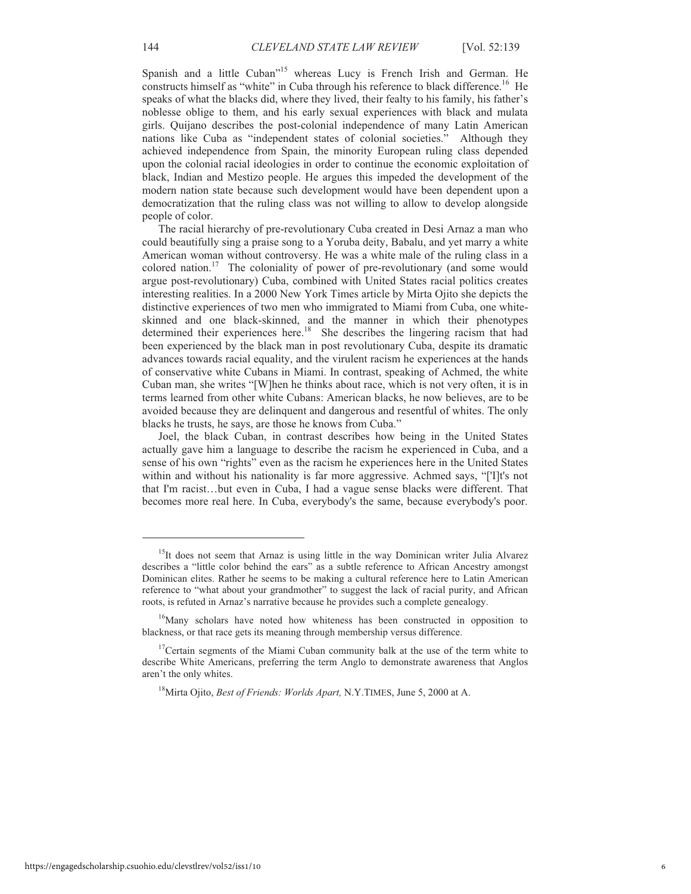Spanish and a little Cuban"[15] whereas Lucy is French Irish and German. He constructs himself as "white" in Cuba through his reference to black difference.[16] He speaks of what the blacks did, where they lived, their fealty to his family, his father's noblesse oblige to them, and his early sexual experiences with black and mulata girls. Quijano describes the post-colonial independence of many Latin American nations like Cuba as "independent states of colonial societies." Although they achieved independence from Spain, the minority European ruling class depended upon the colonial racial ideologies in order to continue the economic exploitation of black, Indian and Mestizo people. He argues this impeded the development of the modern nation state because such development would have been dependent upon a democratization that the ruling class was not willing to allow to develop alongside people of color.

The racial hierarchy of pre-revolutionary Cuba created in Desi Arnaz a man who could beautifully sing a praise song to a Yoruba deity, Babalu, and yet marry a white American woman without controversy. He was a white male of the ruling class in a colored nation.[17] The coloniality of power of pre-revolutionary (and some would argue post-revolutionary) Cuba, combined with United States racial politics creates interesting realities. In a 2000 New York Times article by Mirta Ojito she depicts the distinctive experiences of two men who immigrated to Miami from Cuba, one white-skinned and one black-skinned, and the manner in which their phenotypes determined their experiences here.[18] She describes the lingering racism that had been experienced by the black man in post revolutionary Cuba, despite its dramatic advances towards racial equality, and the virulent racism he experiences at the hands of conservative white Cubans in Miami. In contrast, speaking of Achmed, the white Cuban man, she writes "[W]hen he thinks about race, which is not very often, it is in terms learned from other white Cubans: American blacks, he now believes, are to be avoided because they are delinquent and dangerous and resentful of whites. The only blacks he trusts, he says, are those he knows from Cuba."

Joel, the black Cuban, in contrast describes how being in the United States actually gave him a language to describe the racism he experienced in Cuba, and a sense of his own "rights" even as the racism he experiences here in the United States within and without his nationality is far more aggressive. Achmed says, "['I]t's not that I'm racist…but even in Cuba, I had a vague sense blacks were different. That becomes more real here. In Cuba, everybody's the same, because everybody's poor.

---

[15]It does not seem that Arnaz is using little in the way Dominican writer Julia Alvarez describes a "little color behind the ears" as a subtle reference to African Ancestry amongst Dominican elites. Rather he seems to be making a cultural reference here to Latin American reference to "what about your grandmother" to suggest the lack of racial purity, and African roots, is refuted in Arnaz's narrative because he provides such a complete genealogy.

[16]Many scholars have noted how whiteness has been constructed in opposition to blackness, or that race gets its meaning through membership versus difference.

[17]Certain segments of the Miami Cuban community balk at the use of the term white to describe White Americans, preferring the term Anglo to demonstrate awareness that Anglos aren't the only whites.

[18]Mirta Ojito, *Best of Friends: Worlds Apart,* N.Y.TIMES, June 5, 2000 at A.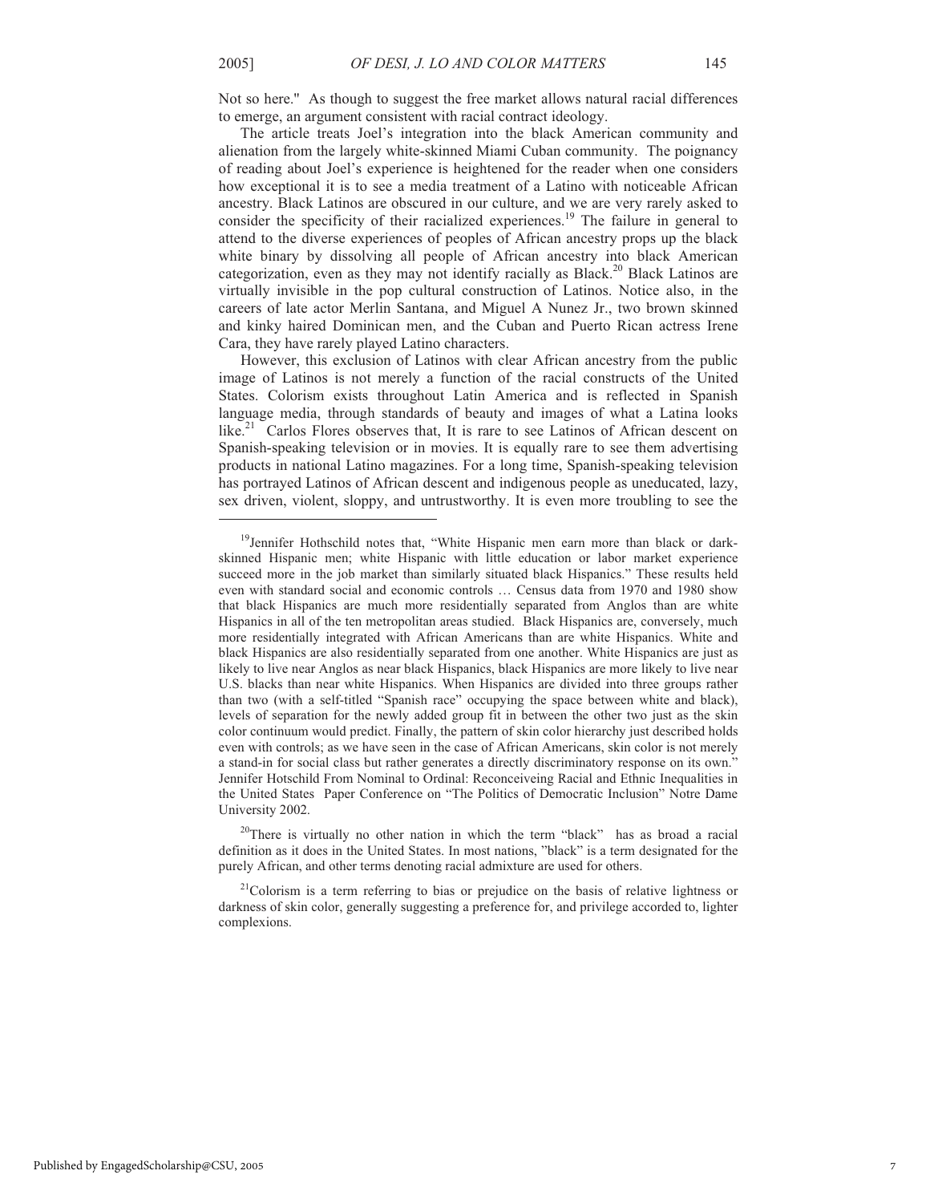Not so here." As though to suggest the free market allows natural racial differences to emerge, an argument consistent with racial contract ideology.

The article treats Joel's integration into the black American community and alienation from the largely white-skinned Miami Cuban community. The poignancy of reading about Joel's experience is heightened for the reader when one considers how exceptional it is to see a media treatment of a Latino with noticeable African ancestry. Black Latinos are obscured in our culture, and we are very rarely asked to consider the specificity of their racialized experiences.[19] The failure in general to attend to the diverse experiences of peoples of African ancestry props up the black white binary by dissolving all people of African ancestry into black American categorization, even as they may not identify racially as Black.[20] Black Latinos are virtually invisible in the pop cultural construction of Latinos. Notice also, in the careers of late actor Merlin Santana, and Miguel A Nunez Jr., two brown skinned and kinky haired Dominican men, and the Cuban and Puerto Rican actress Irene Cara, they have rarely played Latino characters.

However, this exclusion of Latinos with clear African ancestry from the public image of Latinos is not merely a function of the racial constructs of the United States. Colorism exists throughout Latin America and is reflected in Spanish language media, through standards of beauty and images of what a Latina looks like.[21] Carlos Flores observes that, It is rare to see Latinos of African descent on Spanish-speaking television or in movies. It is equally rare to see them advertising products in national Latino magazines. For a long time, Spanish-speaking television has portrayed Latinos of African descent and indigenous people as uneducated, lazy, sex driven, violent, sloppy, and untrustworthy. It is even more troubling to see the

---

[19]Jennifer Hothschild notes that, "White Hispanic men earn more than black or dark-skinned Hispanic men; white Hispanic with little education or labor market experience succeed more in the job market than similarly situated black Hispanics." These results held even with standard social and economic controls … Census data from 1970 and 1980 show that black Hispanics are much more residentially separated from Anglos than are white Hispanics in all of the ten metropolitan areas studied. Black Hispanics are, conversely, much more residentially integrated with African Americans than are white Hispanics. White and black Hispanics are also residentially separated from one another. White Hispanics are just as likely to live near Anglos as near black Hispanics, black Hispanics are more likely to live near U.S. blacks than near white Hispanics. When Hispanics are divided into three groups rather than two (with a self-titled "Spanish race" occupying the space between white and black), levels of separation for the newly added group fit in between the other two just as the skin color continuum would predict. Finally, the pattern of skin color hierarchy just described holds even with controls; as we have seen in the case of African Americans, skin color is not merely a stand-in for social class but rather generates a directly discriminatory response on its own." Jennifer Hotschild From Nominal to Ordinal: Reconceiveing Racial and Ethnic Inequalities in the United States Paper Conference on "The Politics of Democratic Inclusion" Notre Dame University 2002.

[20]There is virtually no other nation in which the term "black" has as broad a racial definition as it does in the United States. In most nations, "black" is a term designated for the purely African, and other terms denoting racial admixture are used for others.

[21]Colorism is a term referring to bias or prejudice on the basis of relative lightness or darkness of skin color, generally suggesting a preference for, and privilege accorded to, lighter complexions.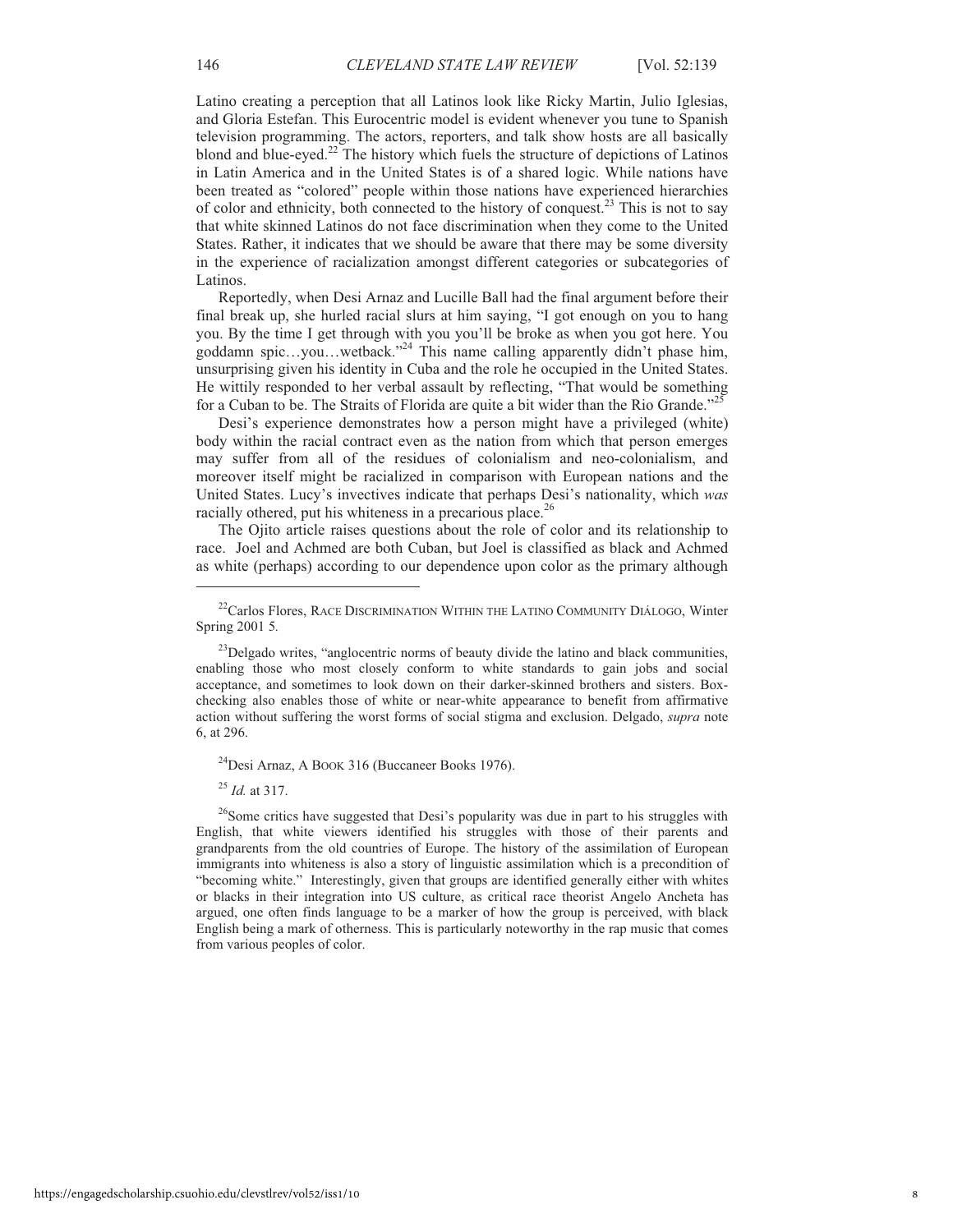Latino creating a perception that all Latinos look like Ricky Martin, Julio Iglesias, and Gloria Estefan. This Eurocentric model is evident whenever you tune to Spanish television programming. The actors, reporters, and talk show hosts are all basically blond and blue-eyed.[22] The history which fuels the structure of depictions of Latinos in Latin America and in the United States is of a shared logic. While nations have been treated as "colored" people within those nations have experienced hierarchies of color and ethnicity, both connected to the history of conquest.[23] This is not to say that white skinned Latinos do not face discrimination when they come to the United States. Rather, it indicates that we should be aware that there may be some diversity in the experience of racialization amongst different categories or subcategories of Latinos.

Reportedly, when Desi Arnaz and Lucille Ball had the final argument before their final break up, she hurled racial slurs at him saying, "I got enough on you to hang you. By the time I get through with you you'll be broke as when you got here. You goddamn spic…you…wetback."[24] This name calling apparently didn't phase him, unsurprising given his identity in Cuba and the role he occupied in the United States. He wittily responded to her verbal assault by reflecting, "That would be something for a Cuban to be. The Straits of Florida are quite a bit wider than the Rio Grande."[25]

Desi's experience demonstrates how a person might have a privileged (white) body within the racial contract even as the nation from which that person emerges may suffer from all of the residues of colonialism and neo-colonialism, and moreover itself might be racialized in comparison with European nations and the United States. Lucy's invectives indicate that perhaps Desi's nationality, which *was* racially othered, put his whiteness in a precarious place.[26]

The Ojito article raises questions about the role of color and its relationship to race. Joel and Achmed are both Cuban, but Joel is classified as black and Achmed as white (perhaps) according to our dependence upon color as the primary although

---

[22] Carlos Flores, RACE DISCRIMINATION WITHIN THE LATINO COMMUNITY DIÁLOGO, Winter Spring 2001 5.

[23] Delgado writes, "anglocentric norms of beauty divide the latino and black communities, enabling those who most closely conform to white standards to gain jobs and social acceptance, and sometimes to look down on their darker-skinned brothers and sisters. Box-checking also enables those of white or near-white appearance to benefit from affirmative action without suffering the worst forms of social stigma and exclusion. Delgado, *supra* note 6, at 296.

[24] Desi Arnaz, A BOOK 316 (Buccaneer Books 1976).

[25] *Id.* at 317.

[26] Some critics have suggested that Desi's popularity was due in part to his struggles with English, that white viewers identified his struggles with those of their parents and grandparents from the old countries of Europe. The history of the assimilation of European immigrants into whiteness is also a story of linguistic assimilation which is a precondition of "becoming white." Interestingly, given that groups are identified generally either with whites or blacks in their integration into US culture, as critical race theorist Angelo Ancheta has argued, one often finds language to be a marker of how the group is perceived, with black English being a mark of otherness. This is particularly noteworthy in the rap music that comes from various peoples of color.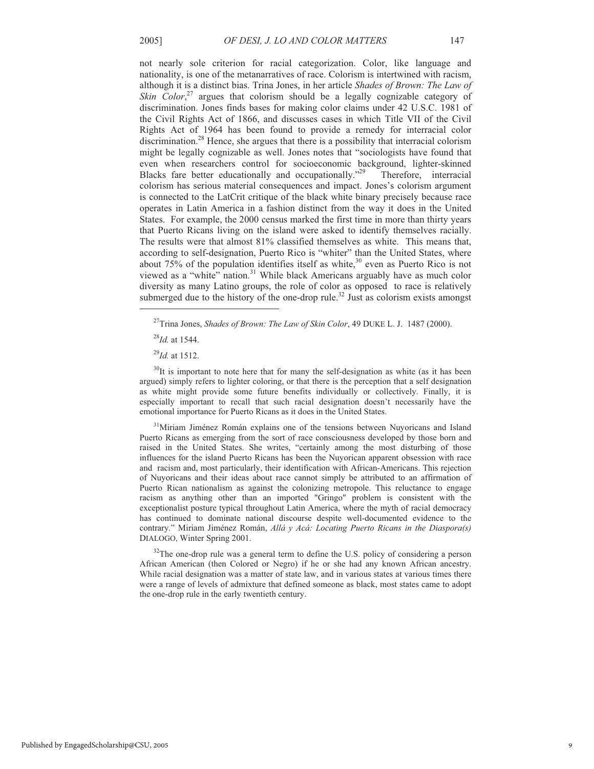not nearly sole criterion for racial categorization. Color, like language and nationality, is one of the metanarratives of race. Colorism is intertwined with racism, although it is a distinct bias. Trina Jones, in her article *Shades of Brown: The Law of Skin Color*,[27] argues that colorism should be a legally cognizable category of discrimination. Jones finds bases for making color claims under 42 U.S.C. 1981 of the Civil Rights Act of 1866, and discusses cases in which Title VII of the Civil Rights Act of 1964 has been found to provide a remedy for interracial color discrimination.[28] Hence, she argues that there is a possibility that interracial colorism might be legally cognizable as well. Jones notes that "sociologists have found that even when researchers control for socioeconomic background, lighter-skinned Blacks fare better educationally and occupationally."[29] Therefore, interracial colorism has serious material consequences and impact. Jones's colorism argument is connected to the LatCrit critique of the black white binary precisely because race operates in Latin America in a fashion distinct from the way it does in the United States. For example, the 2000 census marked the first time in more than thirty years that Puerto Ricans living on the island were asked to identify themselves racially. The results were that almost 81% classified themselves as white. This means that, according to self-designation, Puerto Rico is "whiter" than the United States, where about 75% of the population identifies itself as white,[30] even as Puerto Rico is not viewed as a "white" nation.[31] While black Americans arguably have as much color diversity as many Latino groups, the role of color as opposed to race is relatively submerged due to the history of the one-drop rule.[32] Just as colorism exists amongst

---

[27] Trina Jones, *Shades of Brown: The Law of Skin Color*, 49 DUKE L. J. 1487 (2000).

[28] *Id.* at 1544.

[29] *Id.* at 1512.

[30] It is important to note here that for many the self-designation as white (as it has been argued) simply refers to lighter coloring, or that there is the perception that a self designation as white might provide some future benefits individually or collectively. Finally, it is especially important to recall that such racial designation doesn't necessarily have the emotional importance for Puerto Ricans as it does in the United States.

[31] Miriam Jiménez Román explains one of the tensions between Nuyoricans and Island Puerto Ricans as emerging from the sort of race consciousness developed by those born and raised in the United States. She writes, "certainly among the most disturbing of those influences for the island Puerto Ricans has been the Nuyorican apparent obsession with race and racism and, most particularly, their identification with African-Americans. This rejection of Nuyoricans and their ideas about race cannot simply be attributed to an affirmation of Puerto Rican nationalism as against the colonizing metropole. This reluctance to engage racism as anything other than an imported "Gringo" problem is consistent with the exceptionalist posture typical throughout Latin America, where the myth of racial democracy has continued to dominate national discourse despite well-documented evidence to the contrary." Miriam Jiménez Román, *Allá y Acá: Locating Puerto Ricans in the Diaspora(s)* DIALOGO, Winter Spring 2001.

[32] The one-drop rule was a general term to define the U.S. policy of considering a person African American (then Colored or Negro) if he or she had any known African ancestry. While racial designation was a matter of state law, and in various states at various times there were a range of levels of admixture that defined someone as black, most states came to adopt the one-drop rule in the early twentieth century.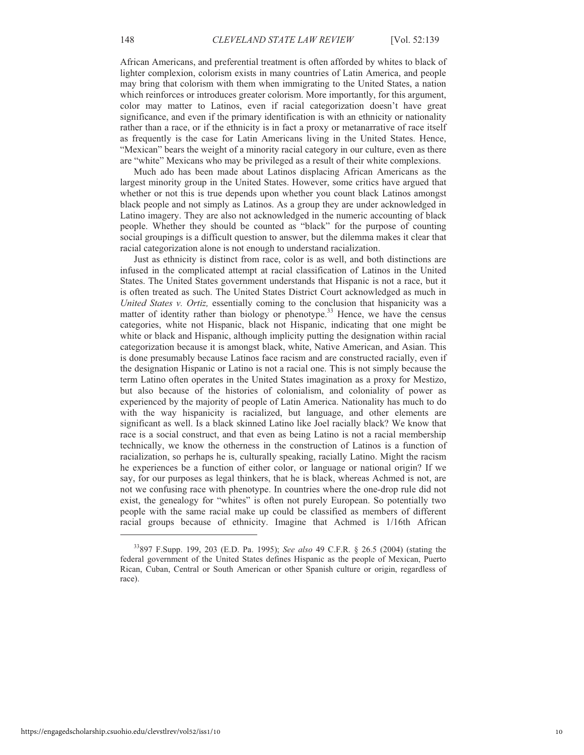African Americans, and preferential treatment is often afforded by whites to black of lighter complexion, colorism exists in many countries of Latin America, and people may bring that colorism with them when immigrating to the United States, a nation which reinforces or introduces greater colorism. More importantly, for this argument, color may matter to Latinos, even if racial categorization doesn't have great significance, and even if the primary identification is with an ethnicity or nationality rather than a race, or if the ethnicity is in fact a proxy or metanarrative of race itself as frequently is the case for Latin Americans living in the United States. Hence, "Mexican" bears the weight of a minority racial category in our culture, even as there are "white" Mexicans who may be privileged as a result of their white complexions.

Much ado has been made about Latinos displacing African Americans as the largest minority group in the United States. However, some critics have argued that whether or not this is true depends upon whether you count black Latinos amongst black people and not simply as Latinos. As a group they are under acknowledged in Latino imagery. They are also not acknowledged in the numeric accounting of black people. Whether they should be counted as "black" for the purpose of counting social groupings is a difficult question to answer, but the dilemma makes it clear that racial categorization alone is not enough to understand racialization.

Just as ethnicity is distinct from race, color is as well, and both distinctions are infused in the complicated attempt at racial classification of Latinos in the United States. The United States government understands that Hispanic is not a race, but it is often treated as such. The United States District Court acknowledged as much in *United States v. Ortiz,* essentially coming to the conclusion that hispanicity was a matter of identity rather than biology or phenotype.[33] Hence, we have the census categories, white not Hispanic, black not Hispanic, indicating that one might be white or black and Hispanic, although implicity putting the designation within racial categorization because it is amongst black, white, Native American, and Asian. This is done presumably because Latinos face racism and are constructed racially, even if the designation Hispanic or Latino is not a racial one. This is not simply because the term Latino often operates in the United States imagination as a proxy for Mestizo, but also because of the histories of colonialism, and coloniality of power as experienced by the majority of people of Latin America. Nationality has much to do with the way hispanicity is racialized, but language, and other elements are significant as well. Is a black skinned Latino like Joel racially black? We know that race is a social construct, and that even as being Latino is not a racial membership technically, we know the otherness in the construction of Latinos is a function of racialization, so perhaps he is, culturally speaking, racially Latino. Might the racism he experiences be a function of either color, or language or national origin? If we say, for our purposes as legal thinkers, that he is black, whereas Achmed is not, are not we confusing race with phenotype. In countries where the one-drop rule did not exist, the genealogy for "whites" is often not purely European. So potentially two people with the same racial make up could be classified as members of different racial groups because of ethnicity. Imagine that Achmed is 1/16th African

---

[33] 897 F.Supp. 199, 203 (E.D. Pa. 1995); *See also* 49 C.F.R. § 26.5 (2004) (stating the federal government of the United States defines Hispanic as the people of Mexican, Puerto Rican, Cuban, Central or South American or other Spanish culture or origin, regardless of race).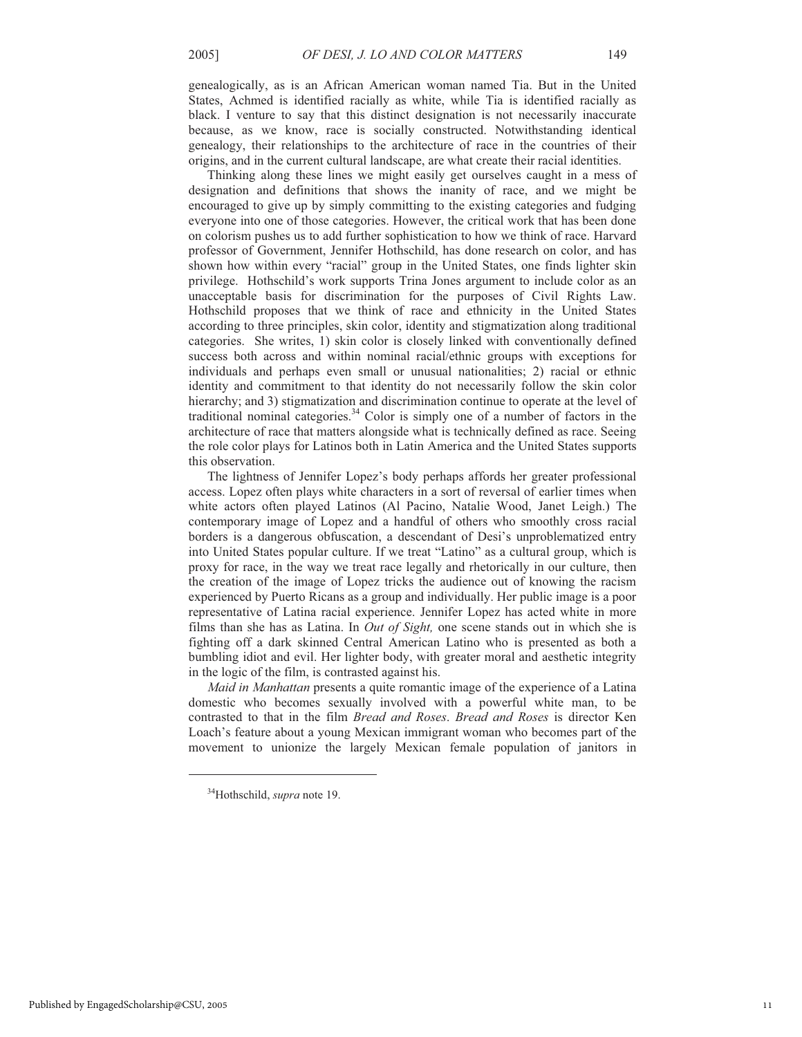genealogically, as is an African American woman named Tia. But in the United States, Achmed is identified racially as white, while Tia is identified racially as black. I venture to say that this distinct designation is not necessarily inaccurate because, as we know, race is socially constructed. Notwithstanding identical genealogy, their relationships to the architecture of race in the countries of their origins, and in the current cultural landscape, are what create their racial identities.

Thinking along these lines we might easily get ourselves caught in a mess of designation and definitions that shows the inanity of race, and we might be encouraged to give up by simply committing to the existing categories and fudging everyone into one of those categories. However, the critical work that has been done on colorism pushes us to add further sophistication to how we think of race. Harvard professor of Government, Jennifer Hothschild, has done research on color, and has shown how within every "racial" group in the United States, one finds lighter skin privilege. Hothschild's work supports Trina Jones argument to include color as an unacceptable basis for discrimination for the purposes of Civil Rights Law. Hothschild proposes that we think of race and ethnicity in the United States according to three principles, skin color, identity and stigmatization along traditional categories. She writes, 1) skin color is closely linked with conventionally defined success both across and within nominal racial/ethnic groups with exceptions for individuals and perhaps even small or unusual nationalities; 2) racial or ethnic identity and commitment to that identity do not necessarily follow the skin color hierarchy; and 3) stigmatization and discrimination continue to operate at the level of traditional nominal categories.[34] Color is simply one of a number of factors in the architecture of race that matters alongside what is technically defined as race. Seeing the role color plays for Latinos both in Latin America and the United States supports this observation.

The lightness of Jennifer Lopez's body perhaps affords her greater professional access. Lopez often plays white characters in a sort of reversal of earlier times when white actors often played Latinos (Al Pacino, Natalie Wood, Janet Leigh.) The contemporary image of Lopez and a handful of others who smoothly cross racial borders is a dangerous obfuscation, a descendant of Desi's unproblematized entry into United States popular culture. If we treat "Latino" as a cultural group, which is proxy for race, in the way we treat race legally and rhetorically in our culture, then the creation of the image of Lopez tricks the audience out of knowing the racism experienced by Puerto Ricans as a group and individually. Her public image is a poor representative of Latina racial experience. Jennifer Lopez has acted white in more films than she has as Latina. In *Out of Sight,* one scene stands out in which she is fighting off a dark skinned Central American Latino who is presented as both a bumbling idiot and evil. Her lighter body, with greater moral and aesthetic integrity in the logic of the film, is contrasted against his.

*Maid in Manhattan* presents a quite romantic image of the experience of a Latina domestic who becomes sexually involved with a powerful white man, to be contrasted to that in the film *Bread and Roses*. *Bread and Roses* is director Ken Loach's feature about a young Mexican immigrant woman who becomes part of the movement to unionize the largely Mexican female population of janitors in

---

[34] Hothschild, *supra* note 19.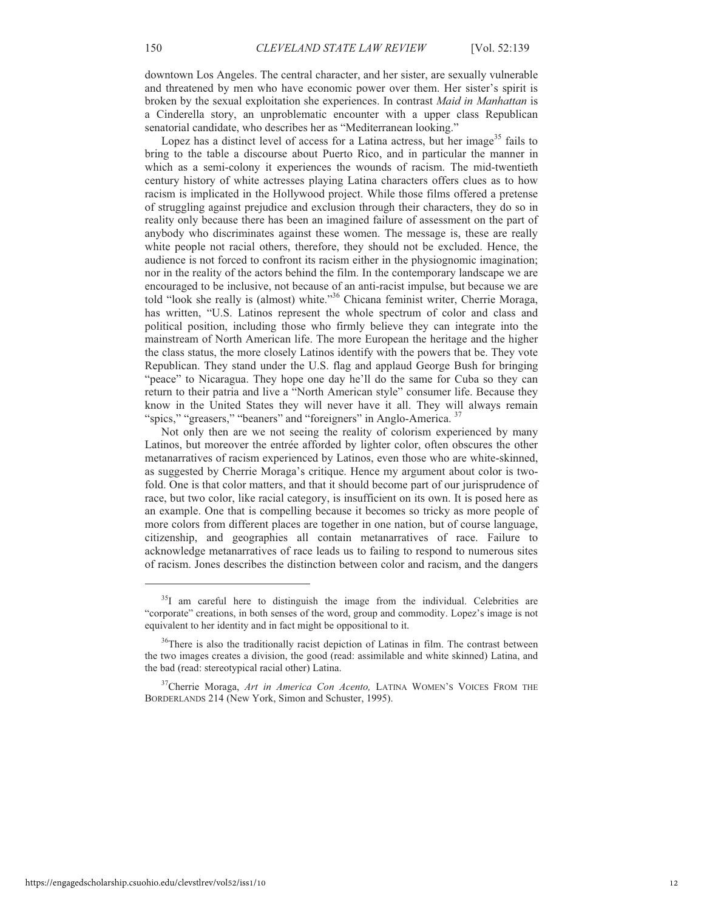downtown Los Angeles. The central character, and her sister, are sexually vulnerable and threatened by men who have economic power over them. Her sister's spirit is broken by the sexual exploitation she experiences. In contrast *Maid in Manhattan* is a Cinderella story, an unproblematic encounter with a upper class Republican senatorial candidate, who describes her as "Mediterranean looking."

Lopez has a distinct level of access for a Latina actress, but her image[35] fails to bring to the table a discourse about Puerto Rico, and in particular the manner in which as a semi-colony it experiences the wounds of racism. The mid-twentieth century history of white actresses playing Latina characters offers clues as to how racism is implicated in the Hollywood project. While those films offered a pretense of struggling against prejudice and exclusion through their characters, they do so in reality only because there has been an imagined failure of assessment on the part of anybody who discriminates against these women. The message is, these are really white people not racial others, therefore, they should not be excluded. Hence, the audience is not forced to confront its racism either in the physiognomic imagination; nor in the reality of the actors behind the film. In the contemporary landscape we are encouraged to be inclusive, not because of an anti-racist impulse, but because we are told "look she really is (almost) white."[36] Chicana feminist writer, Cherrie Moraga, has written, "U.S. Latinos represent the whole spectrum of color and class and political position, including those who firmly believe they can integrate into the mainstream of North American life. The more European the heritage and the higher the class status, the more closely Latinos identify with the powers that be. They vote Republican. They stand under the U.S. flag and applaud George Bush for bringing "peace" to Nicaragua. They hope one day he'll do the same for Cuba so they can return to their patria and live a "North American style" consumer life. Because they know in the United States they will never have it all. They will always remain "spics," "greasers," "beaners" and "foreigners" in Anglo-America. [37]

Not only then are we not seeing the reality of colorism experienced by many Latinos, but moreover the entrée afforded by lighter color, often obscures the other metanarratives of racism experienced by Latinos, even those who are white-skinned, as suggested by Cherrie Moraga's critique. Hence my argument about color is two-fold. One is that color matters, and that it should become part of our jurisprudence of race, but two color, like racial category, is insufficient on its own. It is posed here as an example. One that is compelling because it becomes so tricky as more people of more colors from different places are together in one nation, but of course language, citizenship, and geographies all contain metanarratives of race. Failure to acknowledge metanarratives of race leads us to failing to respond to numerous sites of racism. Jones describes the distinction between color and racism, and the dangers

---

[35] I am careful here to distinguish the image from the individual. Celebrities are "corporate" creations, in both senses of the word, group and commodity. Lopez's image is not equivalent to her identity and in fact might be oppositional to it.

[36] There is also the traditionally racist depiction of Latinas in film. The contrast between the two images creates a division, the good (read: assimilable and white skinned) Latina, and the bad (read: stereotypical racial other) Latina.

[37] Cherrie Moraga, *Art in America Con Acento,* LATINA WOMEN'S VOICES FROM THE BORDERLANDS 214 (New York, Simon and Schuster, 1995).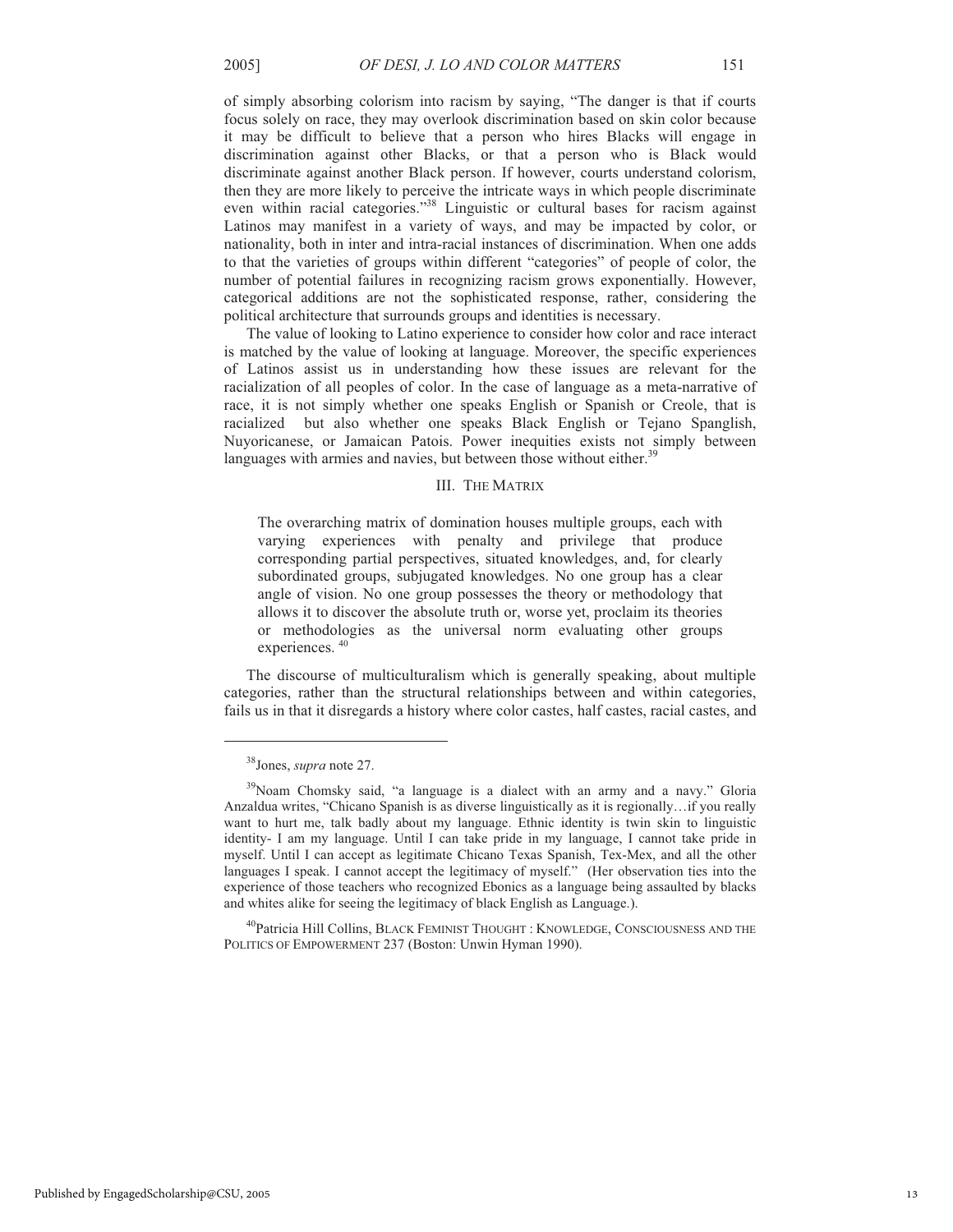of simply absorbing colorism into racism by saying, "The danger is that if courts focus solely on race, they may overlook discrimination based on skin color because it may be difficult to believe that a person who hires Blacks will engage in discrimination against other Blacks, or that a person who is Black would discriminate against another Black person. If however, courts understand colorism, then they are more likely to perceive the intricate ways in which people discriminate even within racial categories."[38] Linguistic or cultural bases for racism against Latinos may manifest in a variety of ways, and may be impacted by color, or nationality, both in inter and intra-racial instances of discrimination. When one adds to that the varieties of groups within different "categories" of people of color, the number of potential failures in recognizing racism grows exponentially. However, categorical additions are not the sophisticated response, rather, considering the political architecture that surrounds groups and identities is necessary.

The value of looking to Latino experience to consider how color and race interact is matched by the value of looking at language. Moreover, the specific experiences of Latinos assist us in understanding how these issues are relevant for the racialization of all peoples of color. In the case of language as a meta-narrative of race, it is not simply whether one speaks English or Spanish or Creole, that is racialized but also whether one speaks Black English or Tejano Spanglish, Nuyoricanese, or Jamaican Patois. Power inequities exists not simply between languages with armies and navies, but between those without either.[39]

## III. The Matrix

> The overarching matrix of domination houses multiple groups, each with varying experiences with penalty and privilege that produce corresponding partial perspectives, situated knowledges, and, for clearly subordinated groups, subjugated knowledges. No one group has a clear angle of vision. No one group possesses the theory or methodology that allows it to discover the absolute truth or, worse yet, proclaim its theories or methodologies as the universal norm evaluating other groups experiences.[40]

The discourse of multiculturalism which is generally speaking, about multiple categories, rather than the structural relationships between and within categories, fails us in that it disregards a history where color castes, half castes, racial castes, and

---

[38] Jones, *supra* note 27.

[39] Noam Chomsky said, "a language is a dialect with an army and a navy." Gloria Anzaldua writes, "Chicano Spanish is as diverse linguistically as it is regionally…if you really want to hurt me, talk badly about my language. Ethnic identity is twin skin to linguistic identity- I am my language. Until I can take pride in my language, I cannot take pride in myself. Until I can accept as legitimate Chicano Texas Spanish, Tex-Mex, and all the other languages I speak. I cannot accept the legitimacy of myself." (Her observation ties into the experience of those teachers who recognized Ebonics as a language being assaulted by blacks and whites alike for seeing the legitimacy of black English as Language.).

[40] Patricia Hill Collins, BLACK FEMINIST THOUGHT : KNOWLEDGE, CONSCIOUSNESS AND THE POLITICS OF EMPOWERMENT 237 (Boston: Unwin Hyman 1990).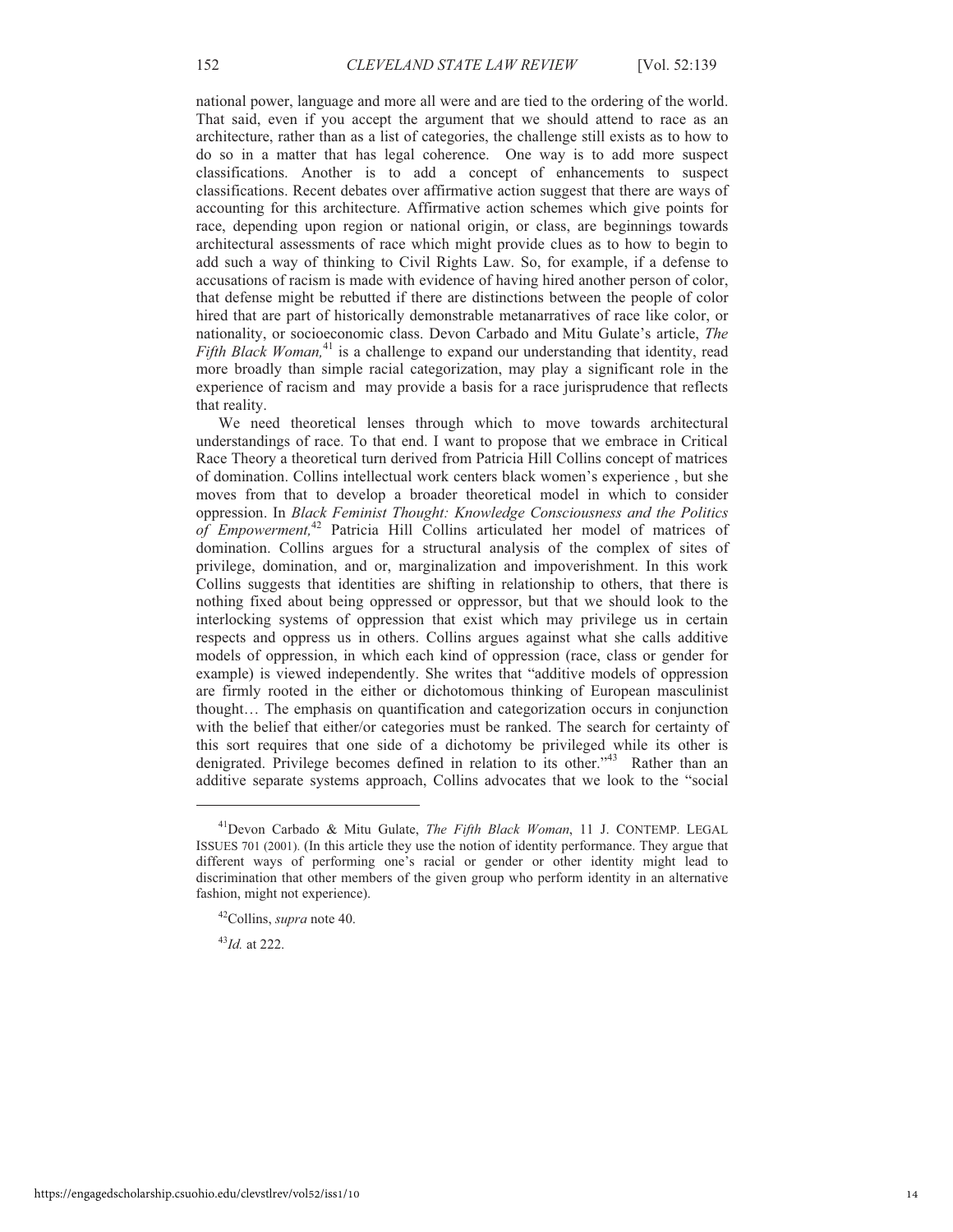national power, language and more all were and are tied to the ordering of the world. That said, even if you accept the argument that we should attend to race as an architecture, rather than as a list of categories, the challenge still exists as to how to do so in a matter that has legal coherence. One way is to add more suspect classifications. Another is to add a concept of enhancements to suspect classifications. Recent debates over affirmative action suggest that there are ways of accounting for this architecture. Affirmative action schemes which give points for race, depending upon region or national origin, or class, are beginnings towards architectural assessments of race which might provide clues as to how to begin to add such a way of thinking to Civil Rights Law. So, for example, if a defense to accusations of racism is made with evidence of having hired another person of color, that defense might be rebutted if there are distinctions between the people of color hired that are part of historically demonstrable metanarratives of race like color, or nationality, or socioeconomic class. Devon Carbado and Mitu Gulate's article, *The Fifth Black Woman,*[41] is a challenge to expand our understanding that identity, read more broadly than simple racial categorization, may play a significant role in the experience of racism and may provide a basis for a race jurisprudence that reflects that reality.

We need theoretical lenses through which to move towards architectural understandings of race. To that end. I want to propose that we embrace in Critical Race Theory a theoretical turn derived from Patricia Hill Collins concept of matrices of domination. Collins intellectual work centers black women's experience , but she moves from that to develop a broader theoretical model in which to consider oppression. In *Black Feminist Thought: Knowledge Consciousness and the Politics of Empowerment,*[42] Patricia Hill Collins articulated her model of matrices of domination. Collins argues for a structural analysis of the complex of sites of privilege, domination, and or, marginalization and impoverishment. In this work Collins suggests that identities are shifting in relationship to others, that there is nothing fixed about being oppressed or oppressor, but that we should look to the interlocking systems of oppression that exist which may privilege us in certain respects and oppress us in others. Collins argues against what she calls additive models of oppression, in which each kind of oppression (race, class or gender for example) is viewed independently. She writes that "additive models of oppression are firmly rooted in the either or dichotomous thinking of European masculinist thought… The emphasis on quantification and categorization occurs in conjunction with the belief that either/or categories must be ranked. The search for certainty of this sort requires that one side of a dichotomy be privileged while its other is denigrated. Privilege becomes defined in relation to its other."[43] Rather than an additive separate systems approach, Collins advocates that we look to the "social

---

[41] Devon Carbado & Mitu Gulate, *The Fifth Black Woman*, 11 J. CONTEMP. LEGAL ISSUES 701 (2001). (In this article they use the notion of identity performance. They argue that different ways of performing one's racial or gender or other identity might lead to discrimination that other members of the given group who perform identity in an alternative fashion, might not experience).

[42] Collins, *supra* note 40.

[43] *Id.* at 222.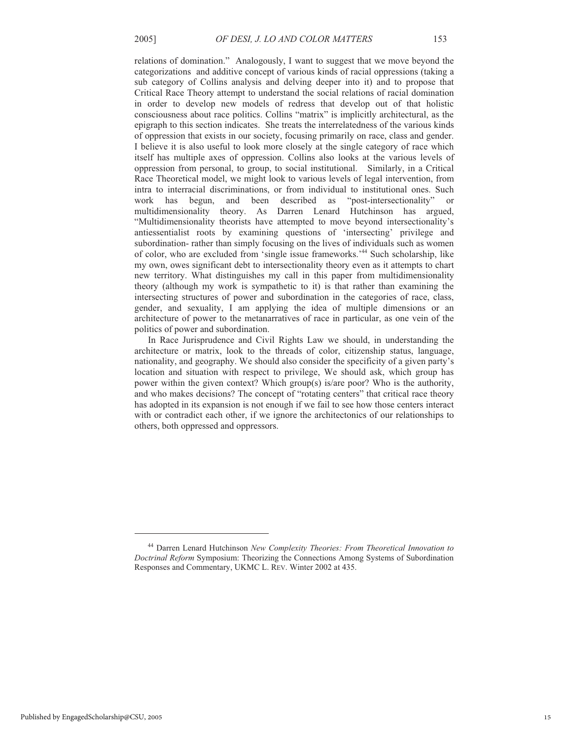relations of domination." Analogously, I want to suggest that we move beyond the categorizations and additive concept of various kinds of racial oppressions (taking a sub category of Collins analysis and delving deeper into it) and to propose that Critical Race Theory attempt to understand the social relations of racial domination in order to develop new models of redress that develop out of that holistic consciousness about race politics. Collins "matrix" is implicitly architectural, as the epigraph to this section indicates. She treats the interrelatedness of the various kinds of oppression that exists in our society, focusing primarily on race, class and gender. I believe it is also useful to look more closely at the single category of race which itself has multiple axes of oppression. Collins also looks at the various levels of oppression from personal, to group, to social institutional. Similarly, in a Critical Race Theoretical model, we might look to various levels of legal intervention, from intra to interracial discriminations, or from individual to institutional ones. Such work has begun, and been described as "post-intersectionality" or multidimensionality theory. As Darren Lenard Hutchinson has argued, "Multidimensionality theorists have attempted to move beyond intersectionality's antiessentialist roots by examining questions of 'intersecting' privilege and subordination- rather than simply focusing on the lives of individuals such as women of color, who are excluded from 'single issue frameworks.'[44] Such scholarship, like my own, owes significant debt to intersectionality theory even as it attempts to chart new territory. What distinguishes my call in this paper from multidimensionality theory (although my work is sympathetic to it) is that rather than examining the intersecting structures of power and subordination in the categories of race, class, gender, and sexuality, I am applying the idea of multiple dimensions or an architecture of power to the metanarratives of race in particular, as one vein of the politics of power and subordination.

In Race Jurisprudence and Civil Rights Law we should, in understanding the architecture or matrix, look to the threads of color, citizenship status, language, nationality, and geography. We should also consider the specificity of a given party's location and situation with respect to privilege, We should ask, which group has power within the given context? Which group(s) is/are poor? Who is the authority, and who makes decisions? The concept of "rotating centers" that critical race theory has adopted in its expansion is not enough if we fail to see how those centers interact with or contradict each other, if we ignore the architectonics of our relationships to others, both oppressed and oppressors.

---

[44] Darren Lenard Hutchinson *New Complexity Theories: From Theoretical Innovation to Doctrinal Reform* Symposium: Theorizing the Connections Among Systems of Subordination Responses and Commentary, UKMC L. REV. Winter 2002 at 435.